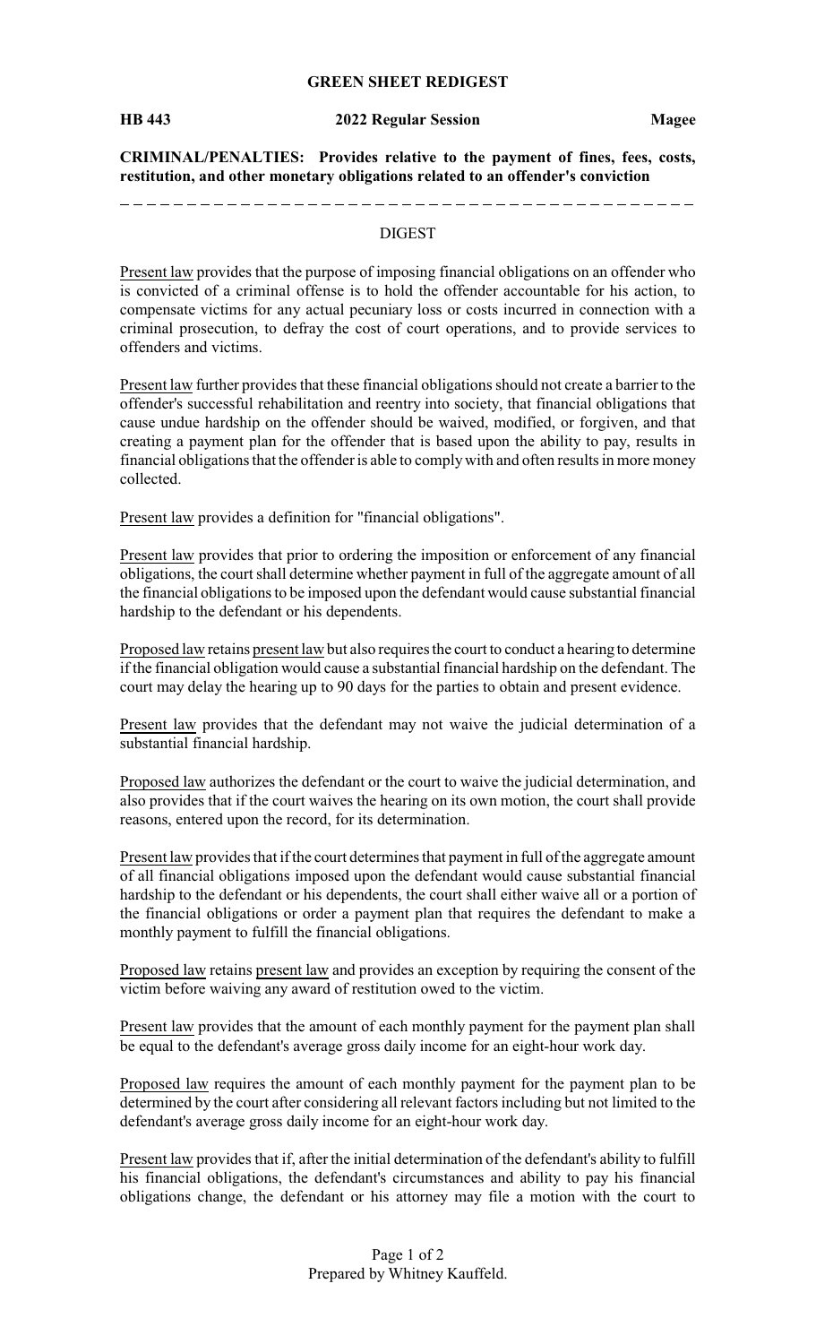# GREEN SHEET REDIGEST

**HB 443** **2022 Regular Session** **Magee**

**CRIMINAL/PENALTIES: Provides relative to the payment of fines, fees, costs, restitution, and other monetary obligations related to an offender's conviction**

---

## DIGEST

Present law provides that the purpose of imposing financial obligations on an offender who is convicted of a criminal offense is to hold the offender accountable for his action, to compensate victims for any actual pecuniary loss or costs incurred in connection with a criminal prosecution, to defray the cost of court operations, and to provide services to offenders and victims.

Present law further provides that these financial obligations should not create a barrier to the offender's successful rehabilitation and reentry into society, that financial obligations that cause undue hardship on the offender should be waived, modified, or forgiven, and that creating a payment plan for the offender that is based upon the ability to pay, results in financial obligations that the offender is able to comply with and often results in more money collected.

Present law provides a definition for "financial obligations".

Present law provides that prior to ordering the imposition or enforcement of any financial obligations, the court shall determine whether payment in full of the aggregate amount of all the financial obligations to be imposed upon the defendant would cause substantial financial hardship to the defendant or his dependents.

Proposed law retains present law but also requires the court to conduct a hearing to determine if the financial obligation would cause a substantial financial hardship on the defendant. The court may delay the hearing up to 90 days for the parties to obtain and present evidence.

Present law provides that the defendant may not waive the judicial determination of a substantial financial hardship.

Proposed law authorizes the defendant or the court to waive the judicial determination, and also provides that if the court waives the hearing on its own motion, the court shall provide reasons, entered upon the record, for its determination.

Present law provides that if the court determines that payment in full of the aggregate amount of all financial obligations imposed upon the defendant would cause substantial financial hardship to the defendant or his dependents, the court shall either waive all or a portion of the financial obligations or order a payment plan that requires the defendant to make a monthly payment to fulfill the financial obligations.

Proposed law retains present law and provides an exception by requiring the consent of the victim before waiving any award of restitution owed to the victim.

Present law provides that the amount of each monthly payment for the payment plan shall be equal to the defendant's average gross daily income for an eight-hour work day.

Proposed law requires the amount of each monthly payment for the payment plan to be determined by the court after considering all relevant factors including but not limited to the defendant's average gross daily income for an eight-hour work day.

Present law provides that if, after the initial determination of the defendant's ability to fulfill his financial obligations, the defendant's circumstances and ability to pay his financial obligations change, the defendant or his attorney may file a motion with the court to

Prepared by Whitney Kauffeld.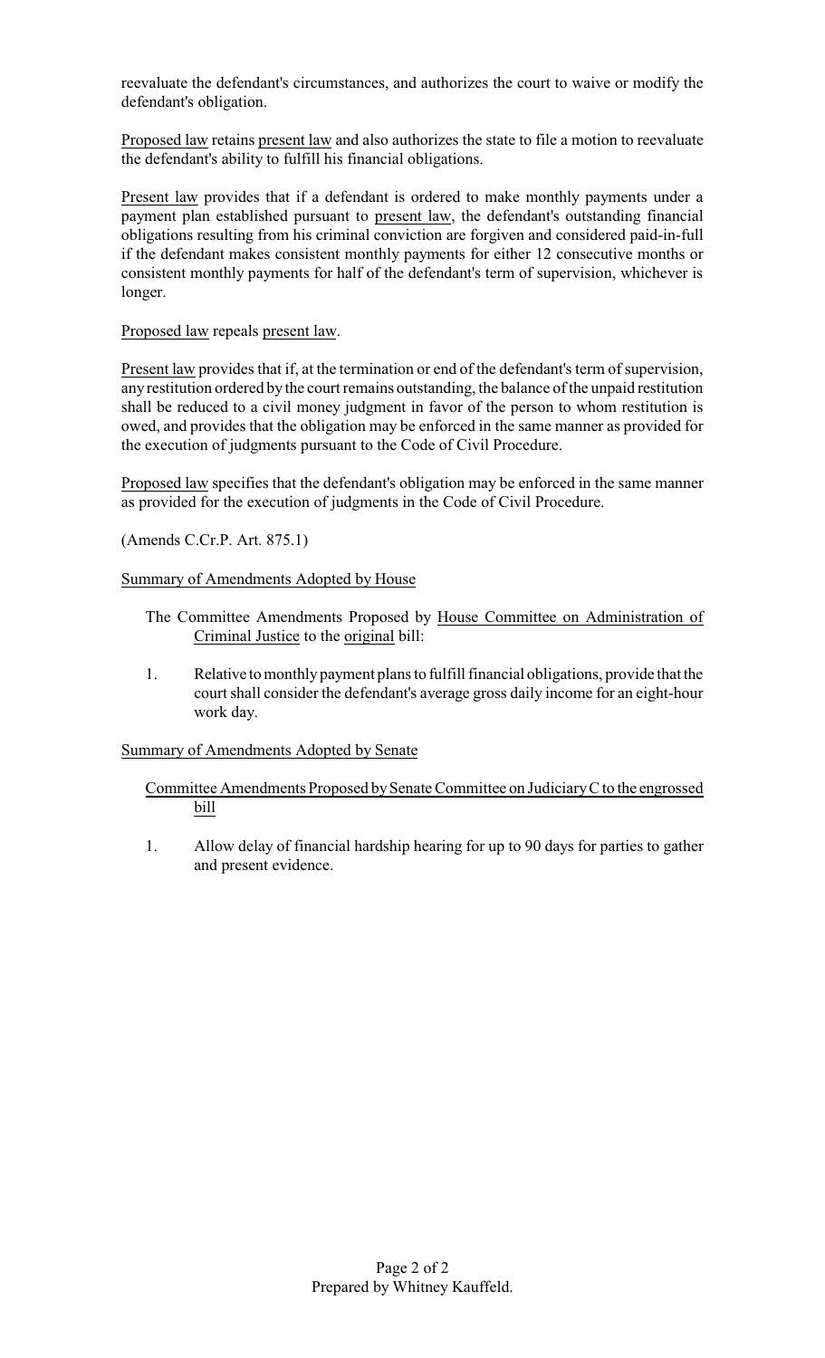reevaluate the defendant's circumstances, and authorizes the court to waive or modify the defendant's obligation.

Proposed law retains present law and also authorizes the state to file a motion to reevaluate the defendant's ability to fulfill his financial obligations.

Present law provides that if a defendant is ordered to make monthly payments under a payment plan established pursuant to present law, the defendant's outstanding financial obligations resulting from his criminal conviction are forgiven and considered paid-in-full if the defendant makes consistent monthly payments for either 12 consecutive months or consistent monthly payments for half of the defendant's term of supervision, whichever is longer.

Proposed law repeals present law.

Present law provides that if, at the termination or end of the defendant's term of supervision, any restitution ordered by the court remains outstanding, the balance of the unpaid restitution shall be reduced to a civil money judgment in favor of the person to whom restitution is owed, and provides that the obligation may be enforced in the same manner as provided for the execution of judgments pursuant to the Code of Civil Procedure.

Proposed law specifies that the defendant's obligation may be enforced in the same manner as provided for the execution of judgments in the Code of Civil Procedure.

(Amends C.Cr.P. Art. 875.1)

Summary of Amendments Adopted by House

The Committee Amendments Proposed by House Committee on Administration of Criminal Justice to the original bill:

1. Relative to monthly payment plans to fulfill financial obligations, provide that the court shall consider the defendant's average gross daily income for an eight-hour work day.

Summary of Amendments Adopted by Senate

Committee Amendments Proposed by Senate Committee on Judiciary C to the engrossed bill

1. Allow delay of financial hardship hearing for up to 90 days for parties to gather and present evidence.

Prepared by Whitney Kauffeld.